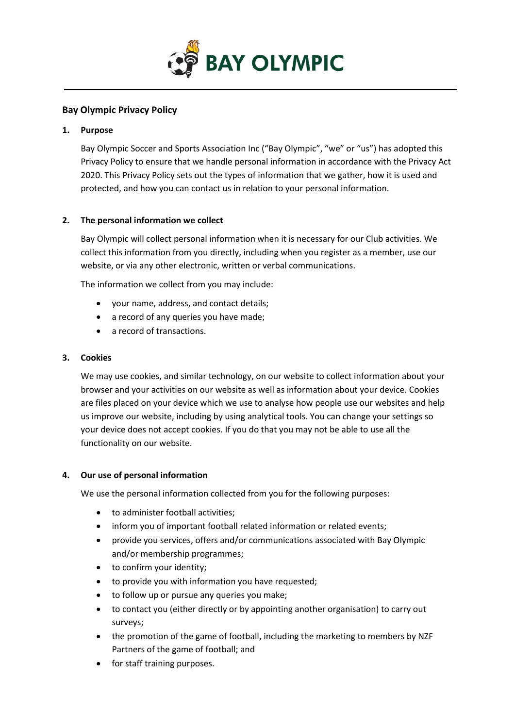# BAY OLYMPIC

## Bay Olympic Privacy Policy

### 1. Purpose

Bay Olympic Soccer and Sports Association Inc ("Bay Olympic", "we" or "us") has adopted this Privacy Policy to ensure that we handle personal information in accordance with the Privacy Act 2020. This Privacy Policy sets out the types of information that we gather, how it is used and protected, and how you can contact us in relation to your personal information.

### 2. The personal information we collect

Bay Olympic will collect personal information when it is necessary for our Club activities. We collect this information from you directly, including when you register as a member, use our website, or via any other electronic, written or verbal communications.

The information we collect from you may include:

- your name, address, and contact details;
- a record of any queries you have made;
- a record of transactions.

### 3. Cookies

We may use cookies, and similar technology, on our website to collect information about your browser and your activities on our website as well as information about your device. Cookies are files placed on your device which we use to analyse how people use our websites and help us improve our website, including by using analytical tools. You can change your settings so your device does not accept cookies. If you do that you may not be able to use all the functionality on our website.

### 4. Our use of personal information

We use the personal information collected from you for the following purposes:

- to administer football activities;
- inform you of important football related information or related events;
- provide you services, offers and/or communications associated with Bay Olympic and/or membership programmes;
- to confirm your identity;
- to provide you with information you have requested;
- to follow up or pursue any queries you make;
- to contact you (either directly or by appointing another organisation) to carry out surveys;
- the promotion of the game of football, including the marketing to members by NZF Partners of the game of football; and
- for staff training purposes.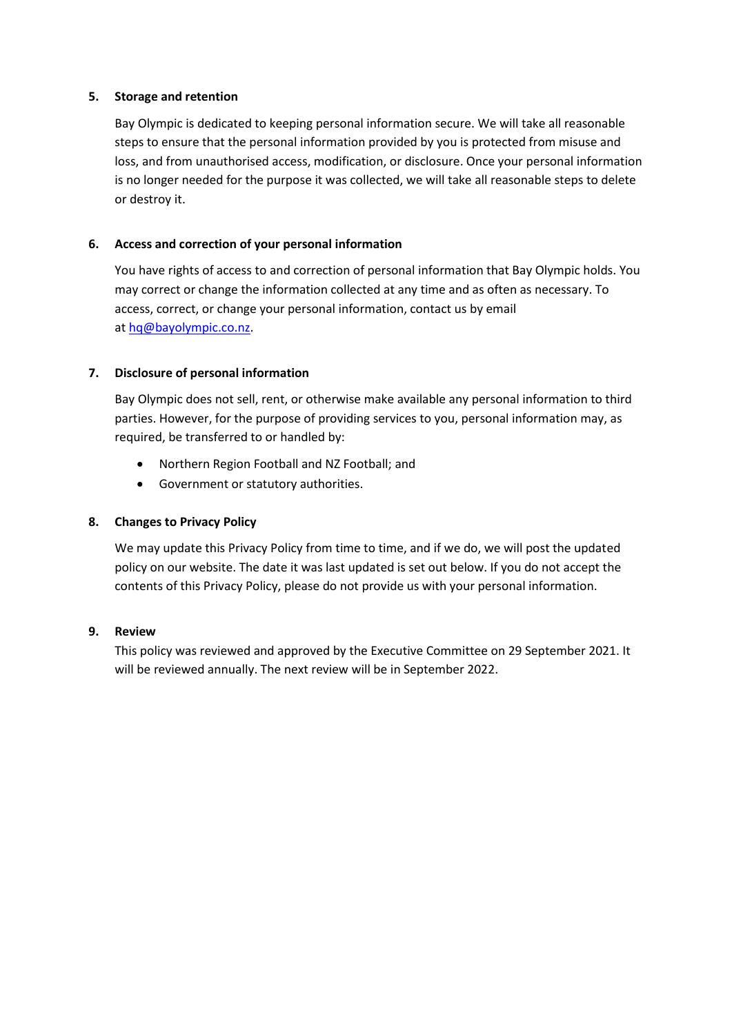## 5. Storage and retention

Bay Olympic is dedicated to keeping personal information secure. We will take all reasonable steps to ensure that the personal information provided by you is protected from misuse and loss, and from unauthorised access, modification, or disclosure. Once your personal information is no longer needed for the purpose it was collected, we will take all reasonable steps to delete or destroy it.

## 6. Access and correction of your personal information

You have rights of access to and correction of personal information that Bay Olympic holds. You may correct or change the information collected at any time and as often as necessary. To access, correct, or change your personal information, contact us by email at [hq@bayolympic.co.nz](mailto:hq@bayolympic.co.nz).

## 7. Disclosure of personal information

Bay Olympic does not sell, rent, or otherwise make available any personal information to third parties. However, for the purpose of providing services to you, personal information may, as required, be transferred to or handled by:

- Northern Region Football and NZ Football; and
- Government or statutory authorities.

## 8. Changes to Privacy Policy

We may update this Privacy Policy from time to time, and if we do, we will post the updated policy on our website. The date it was last updated is set out below. If you do not accept the contents of this Privacy Policy, please do not provide us with your personal information.

## 9. Review

This policy was reviewed and approved by the Executive Committee on 29 September 2021. It will be reviewed annually. The next review will be in September 2022.